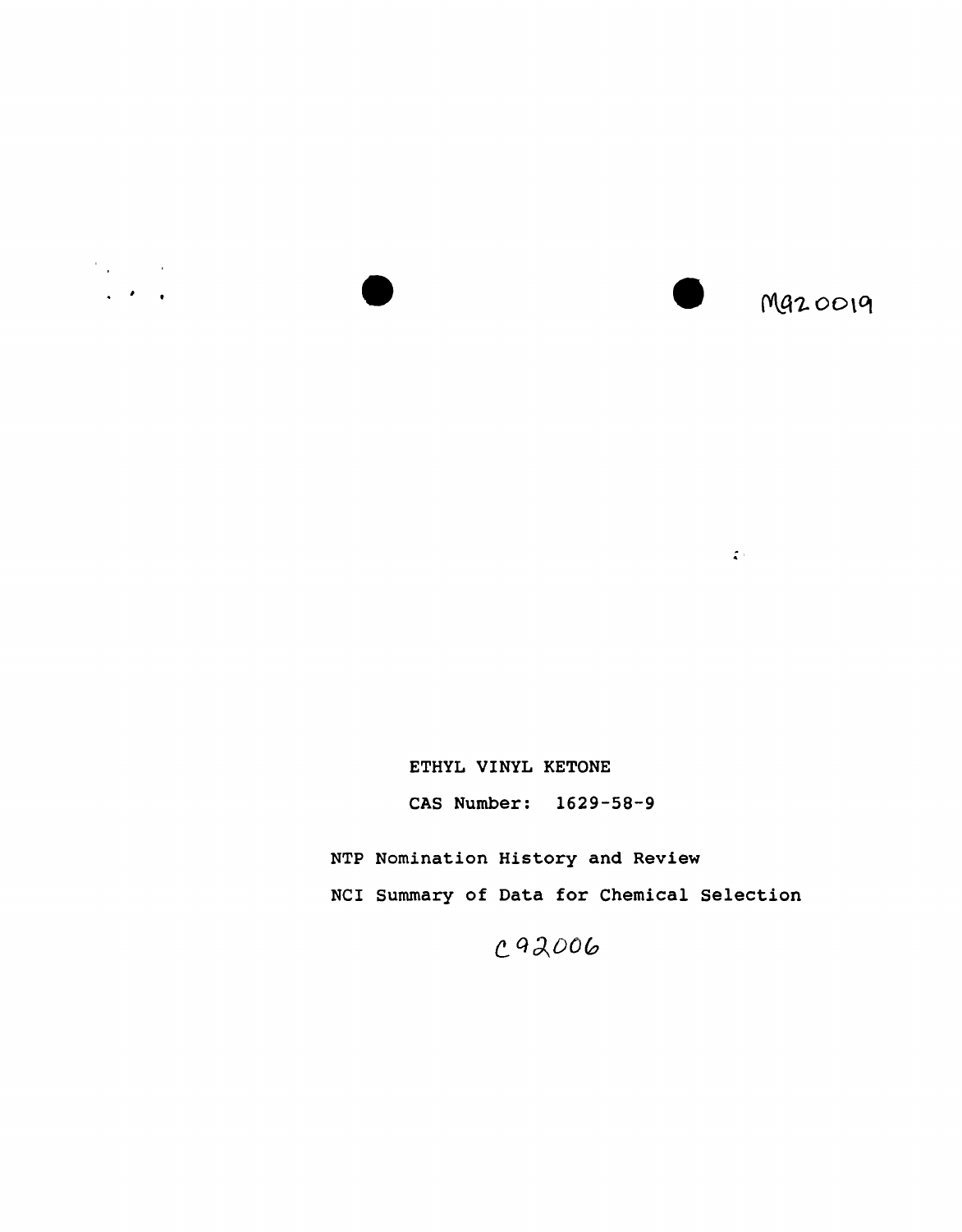M92 0019

ETHYL VINYL KETONE

CAS Number: 1629-58-9

NTP Nomination History and Review

NCI Summary of Data for Chemical Selection

C92006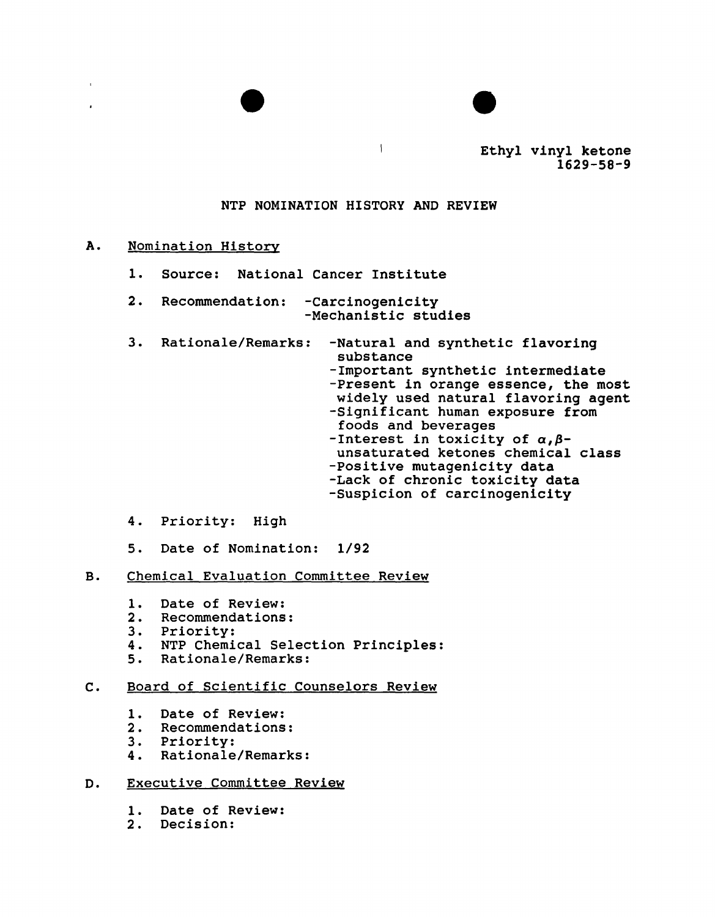Ethyl vinyl ketone
1629-58-9

# NTP NOMINATION HISTORY AND REVIEW

## A. Nomination History

1. Source: National Cancer Institute

2. Recommendation:
   - -Carcinogenicity
   - -Mechanistic studies

3. Rationale/Remarks:
   - -Natural and synthetic flavoring substance
   - -Important synthetic intermediate
   - -Present in orange essence, the most widely used natural flavoring agent
   - -Significant human exposure from foods and beverages
   - -Interest in toxicity of $\alpha,\beta$-unsaturated ketones chemical class
   - -Positive mutagenicity data
   - -Lack of chronic toxicity data
   - -Suspicion of carcinogenicity

4. Priority: High

5. Date of Nomination: 1/92

## B. Chemical Evaluation Committee Review

1. Date of Review:
2. Recommendations:
3. Priority:
4. NTP Chemical Selection Principles:
5. Rationale/Remarks:

## C. Board of Scientific Counselors Review

1. Date of Review:
2. Recommendations:
3. Priority:
4. Rationale/Remarks:

## D. Executive Committee Review

1. Date of Review:
2. Decision: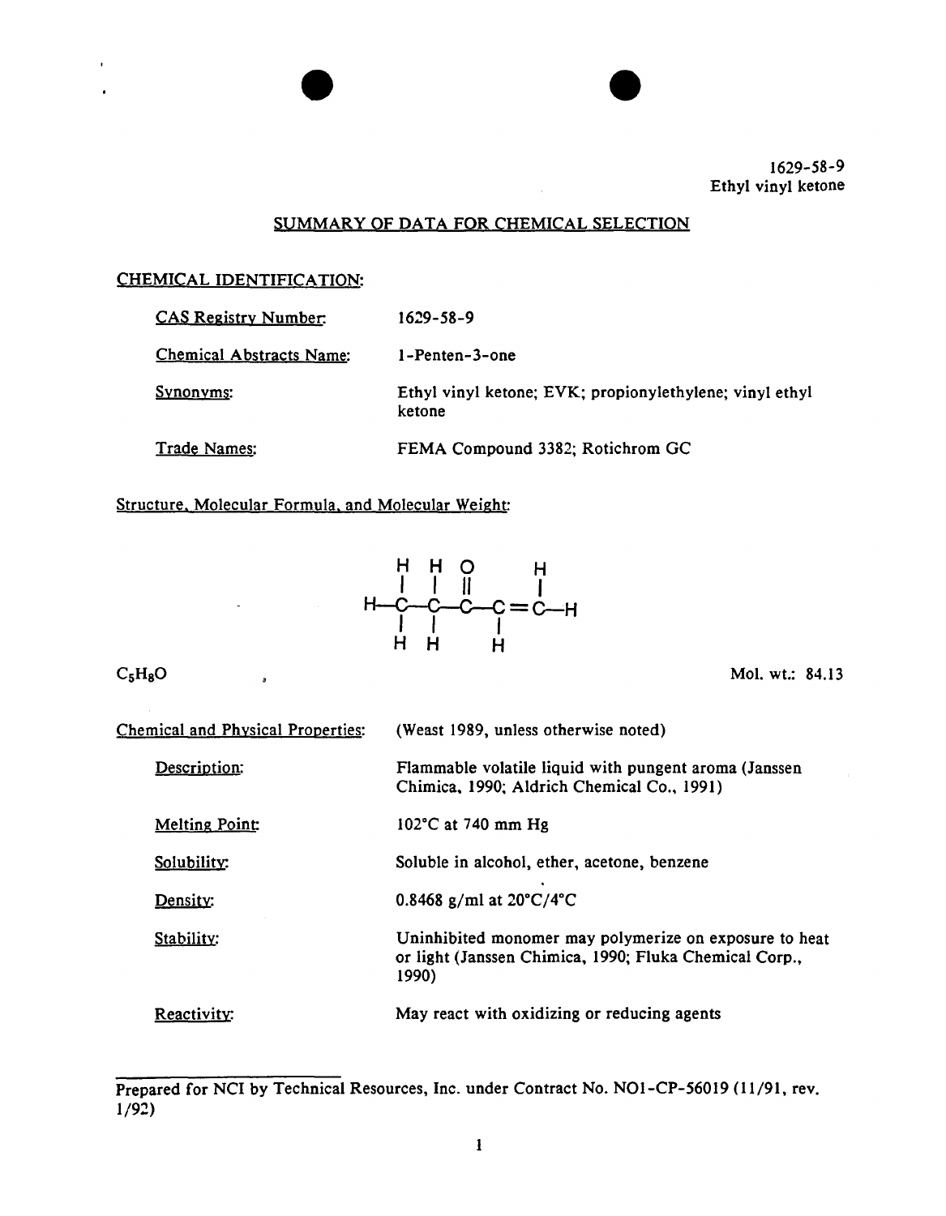1629-58-9
Ethyl vinyl ketone

## SUMMARY OF DATA FOR CHEMICAL SELECTION

### CHEMICAL IDENTIFICATION:

| | |
|---|---|
| CAS Registry Number: | 1629-58-9 |
| Chemical Abstracts Name: | 1-Penten-3-one |
| Synonyms: | Ethyl vinyl ketone; EVK; propionylethylene; vinyl ethyl ketone |
| Trade Names: | FEMA Compound 3382; Rotichrom GC |

### Structure, Molecular Formula, and Molecular Weight:

```
     H   H   O       H
     |   |   ||      |
 H---C---C---C---C===C---H
     |   |       |
     H   H       H
```

$C_5H_8O$ Mol. wt.: 84.13

### Chemical and Physical Properties:

(Weast 1989, unless otherwise noted)

| | |
|---|---|
| Description: | Flammable volatile liquid with pungent aroma (Janssen Chimica, 1990; Aldrich Chemical Co., 1991) |
| Melting Point: | 102°C at 740 mm Hg |
| Solubility: | Soluble in alcohol, ether, acetone, benzene |
| Density: | 0.8468 g/ml at 20°C/4°C |
| Stability: | Uninhibited monomer may polymerize on exposure to heat or light (Janssen Chimica, 1990; Fluka Chemical Corp., 1990) |
| Reactivity: | May react with oxidizing or reducing agents |

---

Prepared for NCI by Technical Resources, Inc. under Contract No. NO1-CP-56019 (11/91, rev. 1/92)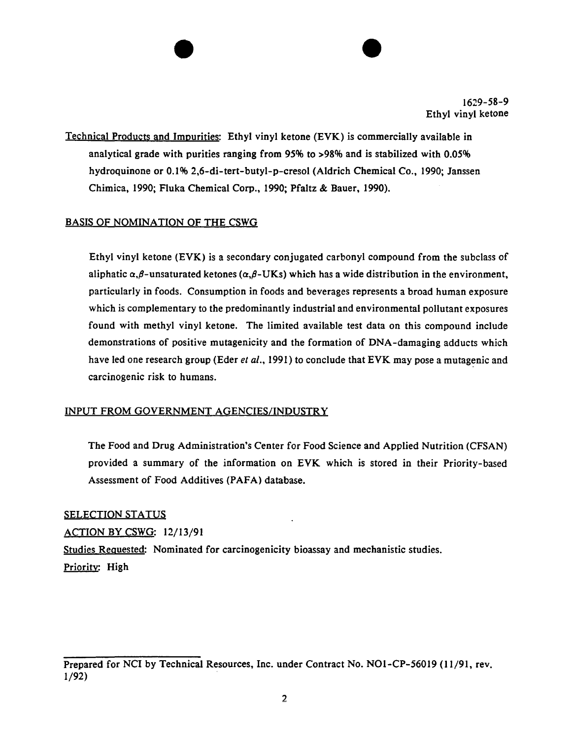1629-58-9
Ethyl vinyl ketone

Technical Products and Impurities: Ethyl vinyl ketone (EVK) is commercially available in analytical grade with purities ranging from 95% to >98% and is stabilized with 0.05% hydroquinone or 0.1% 2,6-di-tert-butyl-p-cresol (Aldrich Chemical Co., 1990; Janssen Chimica, 1990; Fluka Chemical Corp., 1990; Pfaltz & Bauer, 1990).

## BASIS OF NOMINATION OF THE CSWG

Ethyl vinyl ketone (EVK) is a secondary conjugated carbonyl compound from the subclass of aliphatic $\alpha,\beta$-unsaturated ketones ($\alpha,\beta$-UKs) which has a wide distribution in the environment, particularly in foods. Consumption in foods and beverages represents a broad human exposure which is complementary to the predominantly industrial and environmental pollutant exposures found with methyl vinyl ketone. The limited available test data on this compound include demonstrations of positive mutagenicity and the formation of DNA-damaging adducts which have led one research group (Eder *et al.*, 1991) to conclude that EVK may pose a mutagenic and carcinogenic risk to humans.

## INPUT FROM GOVERNMENT AGENCIES/INDUSTRY

The Food and Drug Administration's Center for Food Science and Applied Nutrition (CFSAN) provided a summary of the information on EVK which is stored in their Priority-based Assessment of Food Additives (PAFA) database.

## SELECTION STATUS

ACTION BY CSWG: 12/13/91

Studies Requested: Nominated for carcinogenicity bioassay and mechanistic studies.

Priority: High

Prepared for NCI by Technical Resources, Inc. under Contract No. NO1-CP-56019 (11/91, rev. 1/92)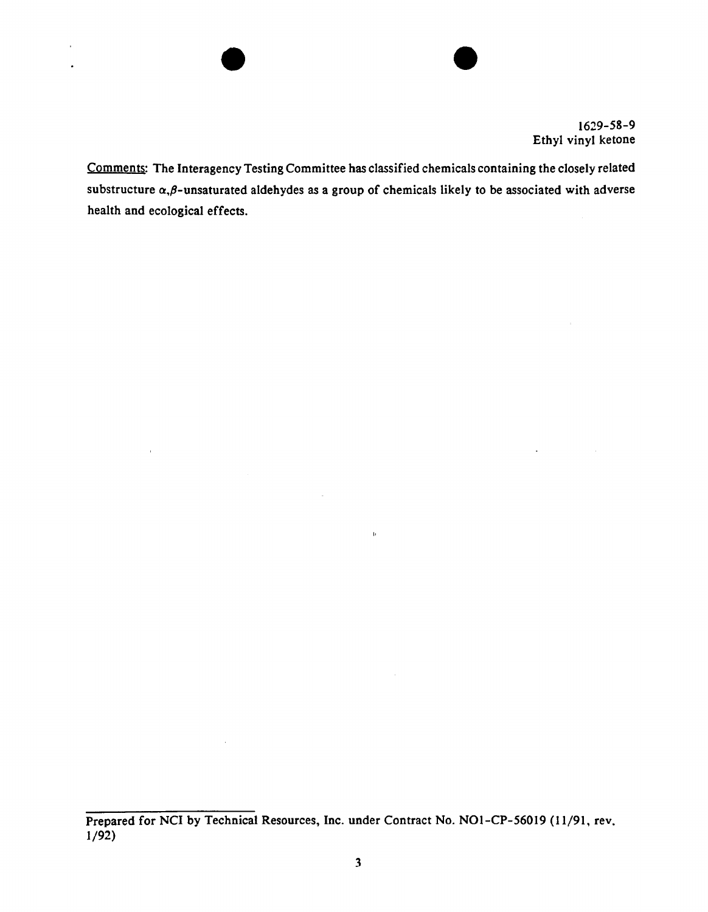1629-58-9
Ethyl vinyl ketone

Comments: The Interagency Testing Committee has classified chemicals containing the closely related substructure $\alpha,\beta$-unsaturated aldehydes as a group of chemicals likely to be associated with adverse health and ecological effects.

Prepared for NCI by Technical Resources, Inc. under Contract No. NO1-CP-56019 (11/91, rev. 1/92)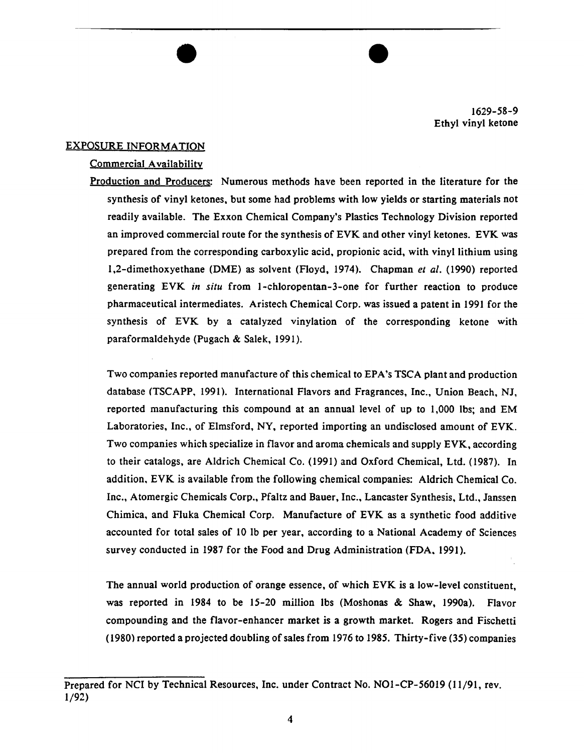1629-58-9
Ethyl vinyl ketone

## EXPOSURE INFORMATION

### Commercial Availability

Production and Producers: Numerous methods have been reported in the literature for the synthesis of vinyl ketones, but some had problems with low yields or starting materials not readily available. The Exxon Chemical Company's Plastics Technology Division reported an improved commercial route for the synthesis of EVK and other vinyl ketones. EVK was prepared from the corresponding carboxylic acid, propionic acid, with vinyl lithium using 1,2-dimethoxyethane (DME) as solvent (Floyd, 1974). Chapman *et al.* (1990) reported generating EVK *in situ* from 1-chloropentan-3-one for further reaction to produce pharmaceutical intermediates. Aristech Chemical Corp. was issued a patent in 1991 for the synthesis of EVK by a catalyzed vinylation of the corresponding ketone with paraformaldehyde (Pugach & Salek, 1991).

Two companies reported manufacture of this chemical to EPA's TSCA plant and production database (TSCAPP, 1991). International Flavors and Fragrances, Inc., Union Beach, NJ, reported manufacturing this compound at an annual level of up to 1,000 lbs; and EM Laboratories, Inc., of Elmsford, NY, reported importing an undisclosed amount of EVK. Two companies which specialize in flavor and aroma chemicals and supply EVK, according to their catalogs, are Aldrich Chemical Co. (1991) and Oxford Chemical, Ltd. (1987). In addition, EVK is available from the following chemical companies: Aldrich Chemical Co. Inc., Atomergic Chemicals Corp., Pfaltz and Bauer, Inc., Lancaster Synthesis, Ltd., Janssen Chimica, and Fluka Chemical Corp. Manufacture of EVK as a synthetic food additive accounted for total sales of 10 lb per year, according to a National Academy of Sciences survey conducted in 1987 for the Food and Drug Administration (FDA, 1991).

The annual world production of orange essence, of which EVK is a low-level constituent, was reported in 1984 to be 15-20 million lbs (Moshonas & Shaw, 1990a). Flavor compounding and the flavor-enhancer market is a growth market. Rogers and Fischetti (1980) reported a projected doubling of sales from 1976 to 1985. Thirty-five (35) companies

Prepared for NCI by Technical Resources, Inc. under Contract No. NO1-CP-56019 (11/91, rev. 1/92)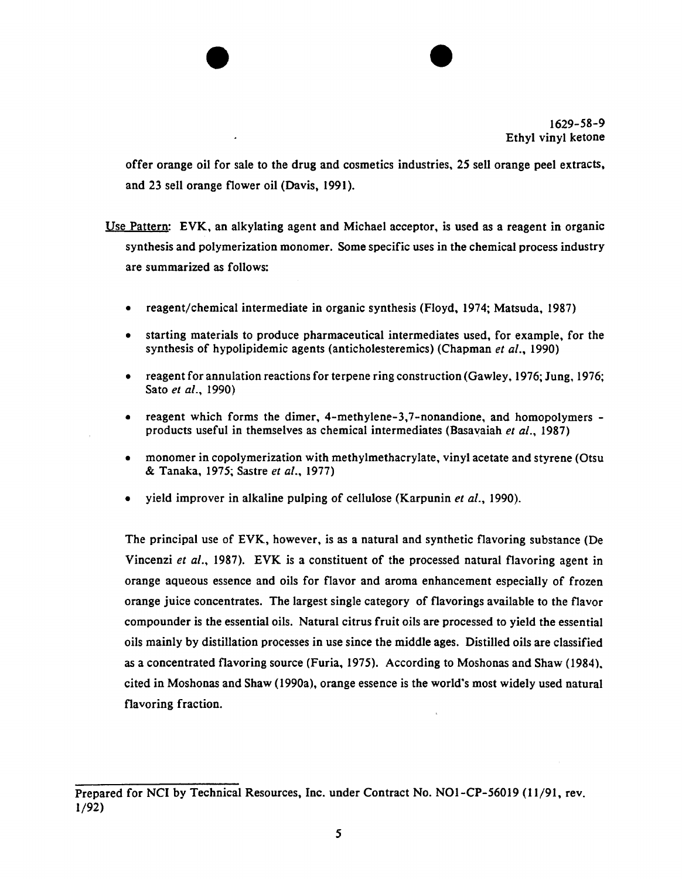offer orange oil for sale to the drug and cosmetics industries, 25 sell orange peel extracts, and 23 sell orange flower oil (Davis, 1991).

Use Pattern: EVK, an alkylating agent and Michael acceptor, is used as a reagent in organic synthesis and polymerization monomer. Some specific uses in the chemical process industry are summarized as follows:

- reagent/chemical intermediate in organic synthesis (Floyd, 1974; Matsuda, 1987)
- starting materials to produce pharmaceutical intermediates used, for example, for the synthesis of hypolipidemic agents (anticholesteremics) (Chapman *et al.*, 1990)
- reagent for annulation reactions for terpene ring construction (Gawley, 1976; Jung, 1976; Sato *et al.*, 1990)
- reagent which forms the dimer, 4-methylene-3,7-nonandione, and homopolymers - products useful in themselves as chemical intermediates (Basavaiah *et al.*, 1987)
- monomer in copolymerization with methylmethacrylate, vinyl acetate and styrene (Otsu & Tanaka, 1975; Sastre *et al.*, 1977)
- yield improver in alkaline pulping of cellulose (Karpunin *et al.*, 1990).

The principal use of EVK, however, is as a natural and synthetic flavoring substance (De Vincenzi *et al.*, 1987). EVK is a constituent of the processed natural flavoring agent in orange aqueous essence and oils for flavor and aroma enhancement especially of frozen orange juice concentrates. The largest single category of flavorings available to the flavor compounder is the essential oils. Natural citrus fruit oils are processed to yield the essential oils mainly by distillation processes in use since the middle ages. Distilled oils are classified as a concentrated flavoring source (Furia, 1975). According to Moshonas and Shaw (1984), cited in Moshonas and Shaw (1990a), orange essence is the world's most widely used natural flavoring fraction.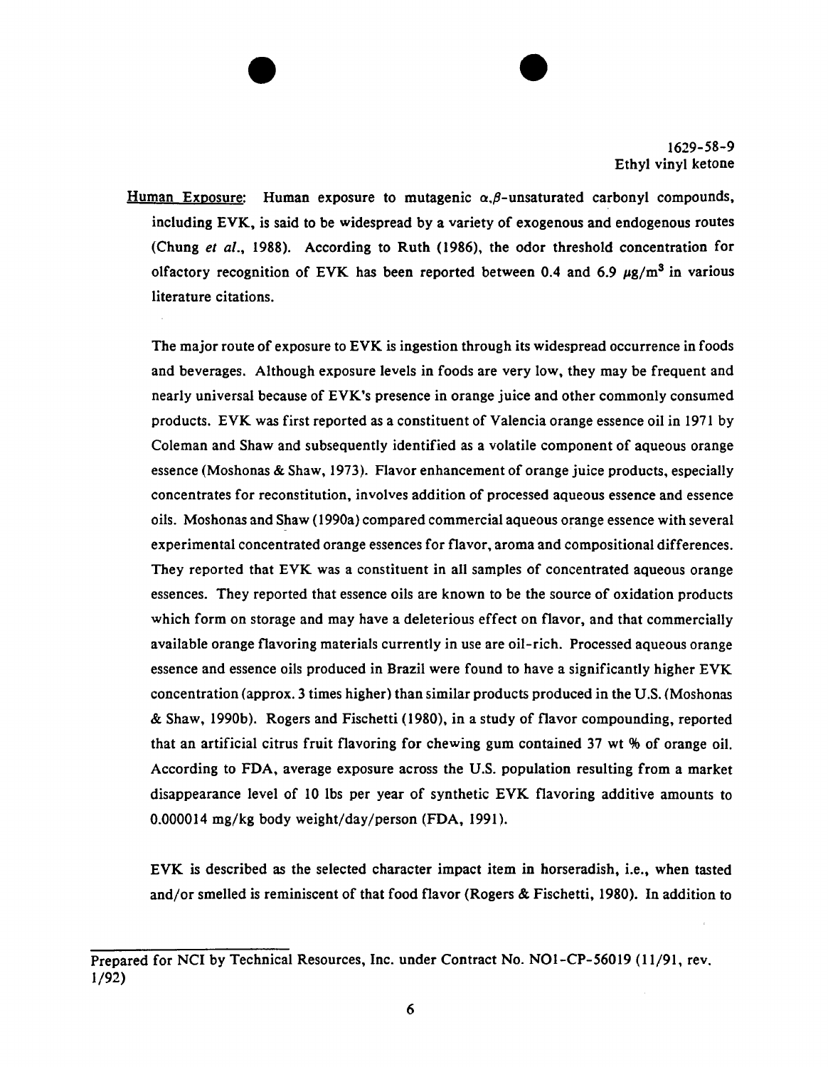Human Exposure: Human exposure to mutagenic $\alpha,\beta$-unsaturated carbonyl compounds, including EVK, is said to be widespread by a variety of exogenous and endogenous routes (Chung *et al.*, 1988). According to Ruth (1986), the odor threshold concentration for olfactory recognition of EVK has been reported between 0.4 and 6.9 $\mu g/m^3$ in various literature citations.

The major route of exposure to EVK is ingestion through its widespread occurrence in foods and beverages. Although exposure levels in foods are very low, they may be frequent and nearly universal because of EVK's presence in orange juice and other commonly consumed products. EVK was first reported as a constituent of Valencia orange essence oil in 1971 by Coleman and Shaw and subsequently identified as a volatile component of aqueous orange essence (Moshonas & Shaw, 1973). Flavor enhancement of orange juice products, especially concentrates for reconstitution, involves addition of processed aqueous essence and essence oils. Moshonas and Shaw (1990a) compared commercial aqueous orange essence with several experimental concentrated orange essences for flavor, aroma and compositional differences. They reported that EVK was a constituent in all samples of concentrated aqueous orange essences. They reported that essence oils are known to be the source of oxidation products which form on storage and may have a deleterious effect on flavor, and that commercially available orange flavoring materials currently in use are oil-rich. Processed aqueous orange essence and essence oils produced in Brazil were found to have a significantly higher EVK concentration (approx. 3 times higher) than similar products produced in the U.S. (Moshonas & Shaw, 1990b). Rogers and Fischetti (1980), in a study of flavor compounding, reported that an artificial citrus fruit flavoring for chewing gum contained 37 wt % of orange oil. According to FDA, average exposure across the U.S. population resulting from a market disappearance level of 10 lbs per year of synthetic EVK flavoring additive amounts to 0.000014 mg/kg body weight/day/person (FDA, 1991).

EVK is described as the selected character impact item in horseradish, i.e., when tasted and/or smelled is reminiscent of that food flavor (Rogers & Fischetti, 1980). In addition to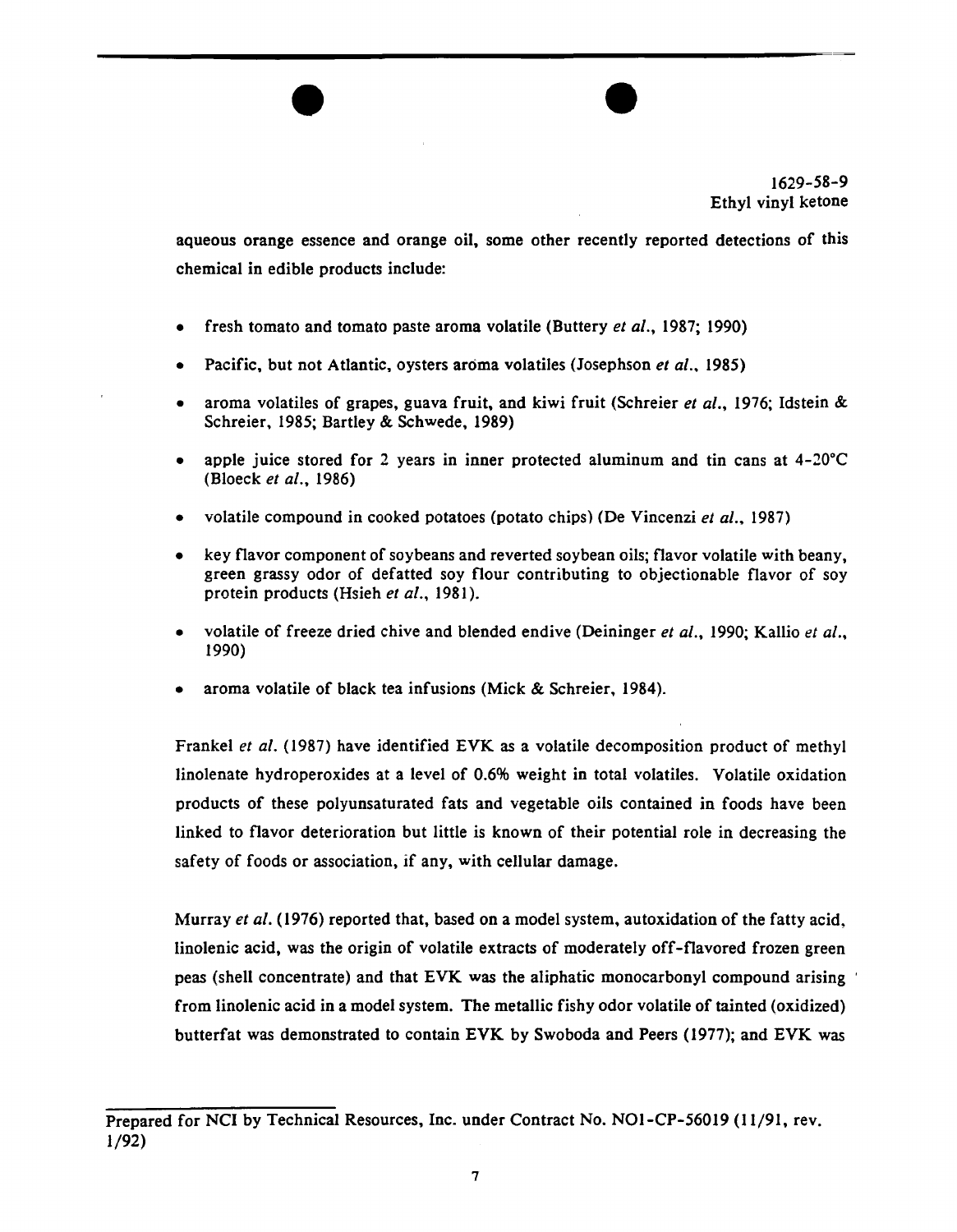aqueous orange essence and orange oil, some other recently reported detections of this chemical in edible products include:

- fresh tomato and tomato paste aroma volatile (Buttery *et al.*, 1987; 1990)
- Pacific, but not Atlantic, oysters aroma volatiles (Josephson *et al.*, 1985)
- aroma volatiles of grapes, guava fruit, and kiwi fruit (Schreier *et al.*, 1976; Idstein & Schreier, 1985; Bartley & Schwede, 1989)
- apple juice stored for 2 years in inner protected aluminum and tin cans at 4-20°C (Bloeck *et al.*, 1986)
- volatile compound in cooked potatoes (potato chips) (De Vincenzi *et al.*, 1987)
- key flavor component of soybeans and reverted soybean oils; flavor volatile with beany, green grassy odor of defatted soy flour contributing to objectionable flavor of soy protein products (Hsieh *et al.*, 1981).
- volatile of freeze dried chive and blended endive (Deininger *et al.*, 1990; Kallio *et al.*, 1990)
- aroma volatile of black tea infusions (Mick & Schreier, 1984).

Frankel *et al.* (1987) have identified EVK as a volatile decomposition product of methyl linolenate hydroperoxides at a level of 0.6% weight in total volatiles. Volatile oxidation products of these polyunsaturated fats and vegetable oils contained in foods have been linked to flavor deterioration but little is known of their potential role in decreasing the safety of foods or association, if any, with cellular damage.

Murray *et al.* (1976) reported that, based on a model system, autoxidation of the fatty acid, linolenic acid, was the origin of volatile extracts of moderately off-flavored frozen green peas (shell concentrate) and that EVK was the aliphatic monocarbonyl compound arising from linolenic acid in a model system. The metallic fishy odor volatile of tainted (oxidized) butterfat was demonstrated to contain EVK by Swoboda and Peers (1977); and EVK was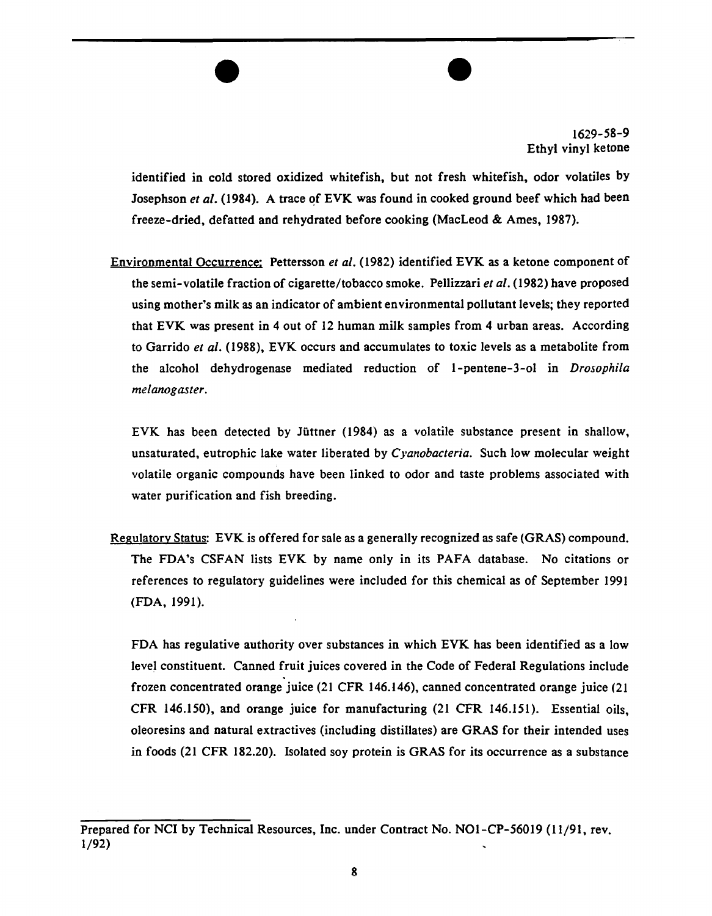identified in cold stored oxidized whitefish, but not fresh whitefish, odor volatiles by Josephson *et al.* (1984). A trace of EVK was found in cooked ground beef which had been freeze-dried, defatted and rehydrated before cooking (MacLeod & Ames, 1987).

Environmental Occurrence: Pettersson *et al.* (1982) identified EVK as a ketone component of the semi-volatile fraction of cigarette/tobacco smoke. Pellizzari *et al.* (1982) have proposed using mother's milk as an indicator of ambient environmental pollutant levels; they reported that EVK was present in 4 out of 12 human milk samples from 4 urban areas. According to Garrido *et al.* (1988), EVK occurs and accumulates to toxic levels as a metabolite from the alcohol dehydrogenase mediated reduction of 1-pentene-3-ol in *Drosophila melanogaster*.

EVK has been detected by Jüttner (1984) as a volatile substance present in shallow, unsaturated, eutrophic lake water liberated by *Cyanobacteria*. Such low molecular weight volatile organic compounds have been linked to odor and taste problems associated with water purification and fish breeding.

Regulatory Status: EVK is offered for sale as a generally recognized as safe (GRAS) compound. The FDA's CSFAN lists EVK by name only in its PAFA database. No citations or references to regulatory guidelines were included for this chemical as of September 1991 (FDA, 1991).

FDA has regulative authority over substances in which EVK has been identified as a low level constituent. Canned fruit juices covered in the Code of Federal Regulations include frozen concentrated orange juice (21 CFR 146.146), canned concentrated orange juice (21 CFR 146.150), and orange juice for manufacturing (21 CFR 146.151). Essential oils, oleoresins and natural extractives (including distillates) are GRAS for their intended uses in foods (21 CFR 182.20). Isolated soy protein is GRAS for its occurrence as a substance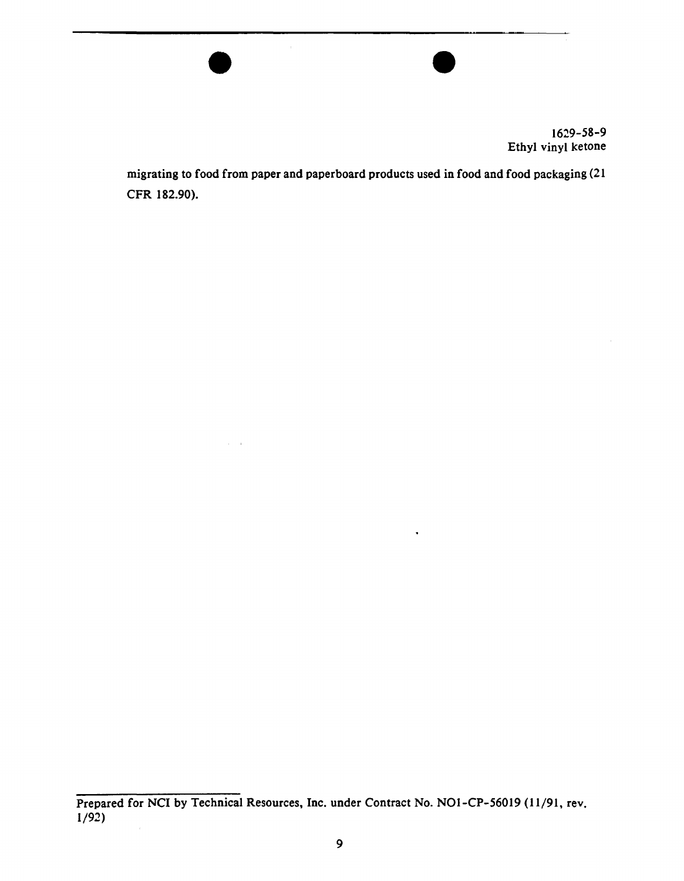migrating to food from paper and paperboard products used in food and food packaging (21 CFR 182.90).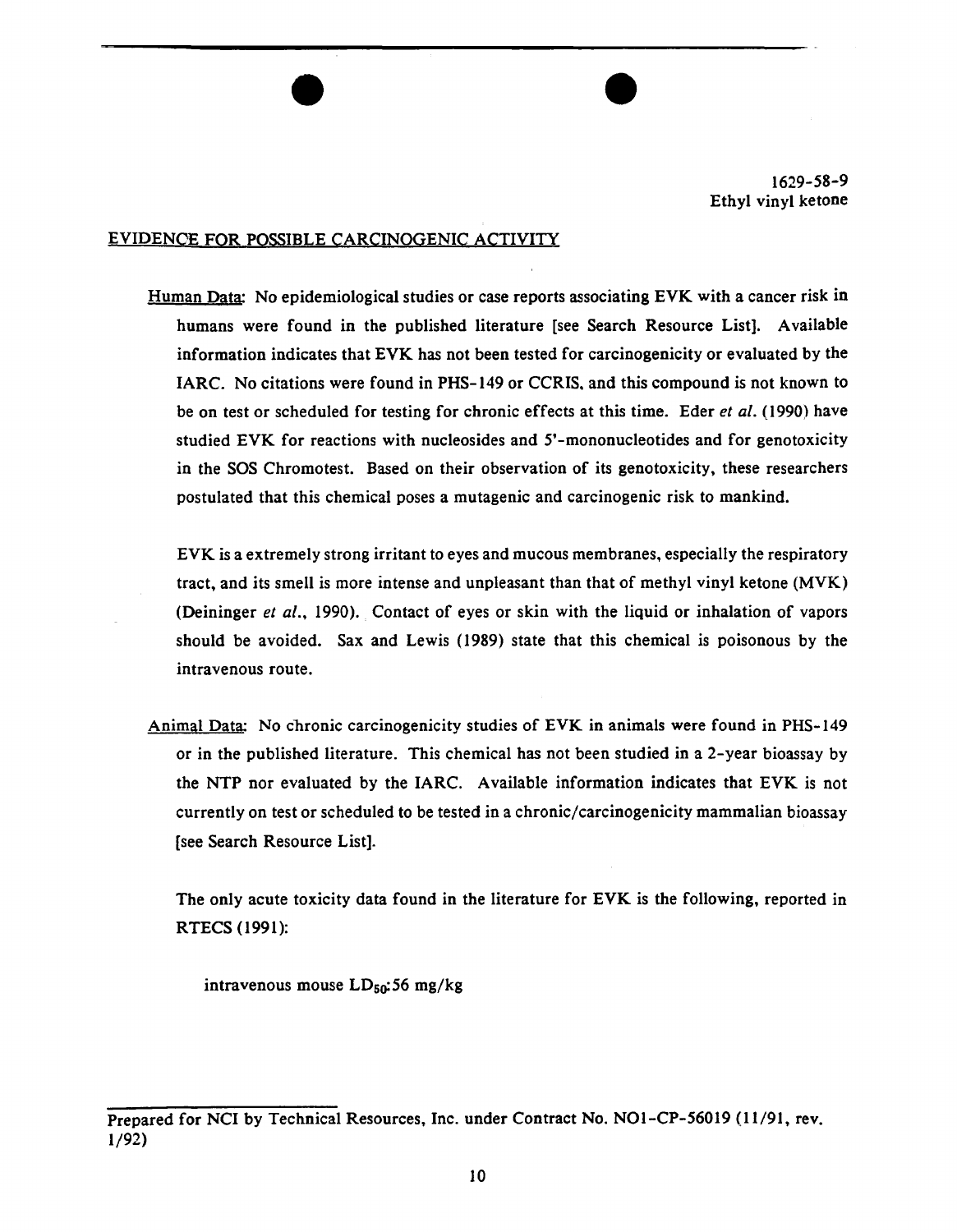1629-58-9
Ethyl vinyl ketone

## EVIDENCE FOR POSSIBLE CARCINOGENIC ACTIVITY

Human Data: No epidemiological studies or case reports associating EVK with a cancer risk in humans were found in the published literature [see Search Resource List]. Available information indicates that EVK has not been tested for carcinogenicity or evaluated by the IARC. No citations were found in PHS-149 or CCRIS, and this compound is not known to be on test or scheduled for testing for chronic effects at this time. Eder *et al.* (1990) have studied EVK for reactions with nucleosides and 5'-mononucleotides and for genotoxicity in the SOS Chromotest. Based on their observation of its genotoxicity, these researchers postulated that this chemical poses a mutagenic and carcinogenic risk to mankind.

EVK is a extremely strong irritant to eyes and mucous membranes, especially the respiratory tract, and its smell is more intense and unpleasant than that of methyl vinyl ketone (MVK) (Deininger *et al.*, 1990). Contact of eyes or skin with the liquid or inhalation of vapors should be avoided. Sax and Lewis (1989) state that this chemical is poisonous by the intravenous route.

Animal Data: No chronic carcinogenicity studies of EVK in animals were found in PHS-149 or in the published literature. This chemical has not been studied in a 2-year bioassay by the NTP nor evaluated by the IARC. Available information indicates that EVK is not currently on test or scheduled to be tested in a chronic/carcinogenicity mammalian bioassay [see Search Resource List].

The only acute toxicity data found in the literature for EVK is the following, reported in RTECS (1991):

intravenous mouse $LD_{50}$:56 mg/kg

Prepared for NCI by Technical Resources, Inc. under Contract No. NO1-CP-56019 (11/91, rev. 1/92)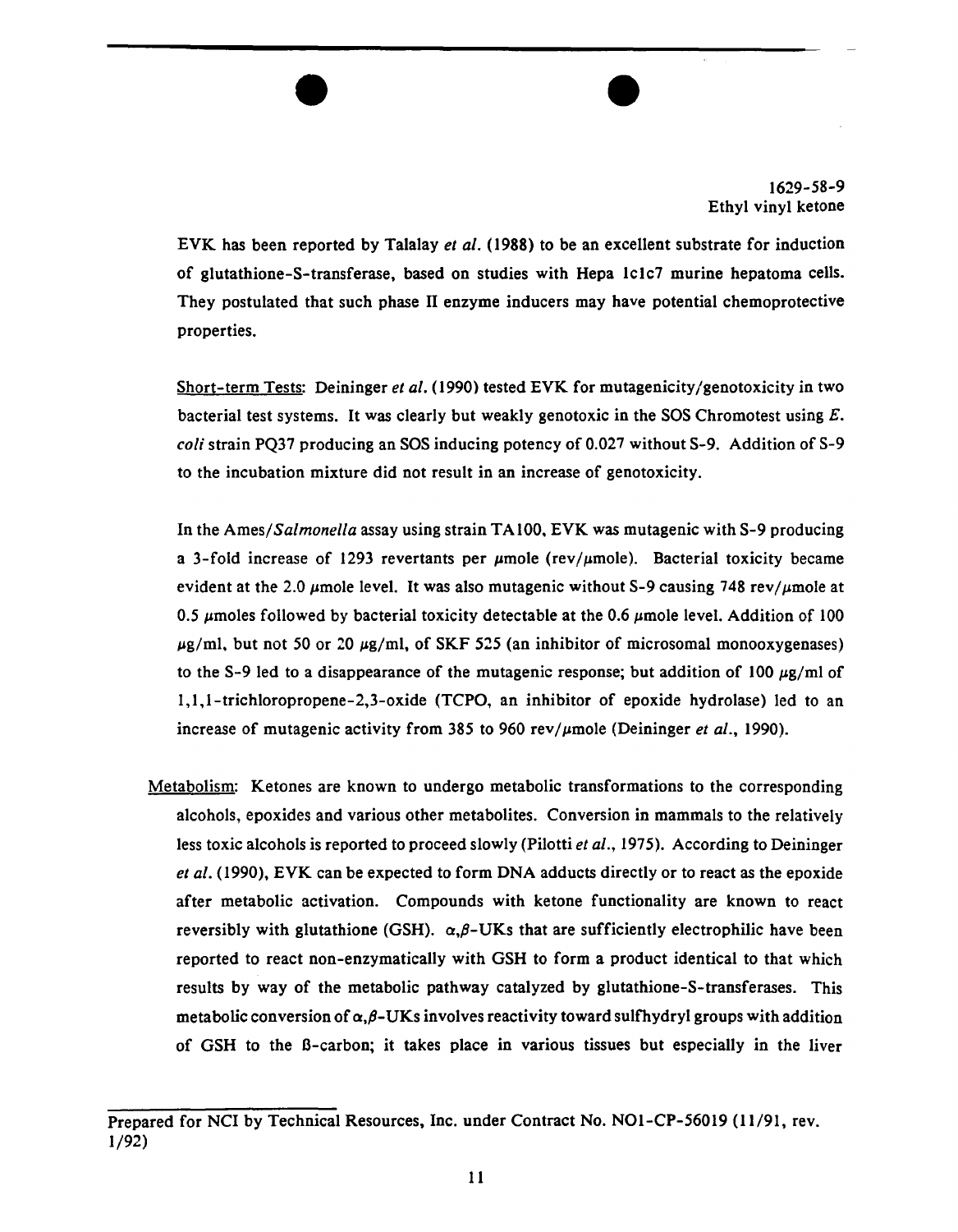EVK has been reported by Talalay *et al.* (1988) to be an excellent substrate for induction of glutathione-S-transferase, based on studies with Hepa 1c1c7 murine hepatoma cells. They postulated that such phase II enzyme inducers may have potential chemoprotective properties.

Short-term Tests: Deininger *et al.* (1990) tested EVK for mutagenicity/genotoxicity in two bacterial test systems. It was clearly but weakly genotoxic in the SOS Chromotest using *E. coli* strain PQ37 producing an SOS inducing potency of 0.027 without S-9. Addition of S-9 to the incubation mixture did not result in an increase of genotoxicity.

In the Ames/*Salmonella* assay using strain TA100, EVK was mutagenic with S-9 producing a 3-fold increase of 1293 revertants per $\mu$mole (rev/$\mu$mole). Bacterial toxicity became evident at the 2.0 $\mu$mole level. It was also mutagenic without S-9 causing 748 rev/$\mu$mole at 0.5 $\mu$moles followed by bacterial toxicity detectable at the 0.6 $\mu$mole level. Addition of 100 $\mu$g/ml, but not 50 or 20 $\mu$g/ml, of SKF 525 (an inhibitor of microsomal monooxygenases) to the S-9 led to a disappearance of the mutagenic response; but addition of 100 $\mu$g/ml of 1,1,1-trichloropropene-2,3-oxide (TCPO, an inhibitor of epoxide hydrolase) led to an increase of mutagenic activity from 385 to 960 rev/$\mu$mole (Deininger *et al.*, 1990).

Metabolism: Ketones are known to undergo metabolic transformations to the corresponding alcohols, epoxides and various other metabolites. Conversion in mammals to the relatively less toxic alcohols is reported to proceed slowly (Pilotti *et al.*, 1975). According to Deininger *et al.* (1990), EVK can be expected to form DNA adducts directly or to react as the epoxide after metabolic activation. Compounds with ketone functionality are known to react reversibly with glutathione (GSH). $\alpha,\beta$-UKs that are sufficiently electrophilic have been reported to react non-enzymatically with GSH to form a product identical to that which results by way of the metabolic pathway catalyzed by glutathione-S-transferases. This metabolic conversion of $\alpha,\beta$-UKs involves reactivity toward sulfhydryl groups with addition of GSH to the ß-carbon; it takes place in various tissues but especially in the liver

Prepared for NCI by Technical Resources, Inc. under Contract No. NO1-CP-56019 (11/91, rev. 1/92)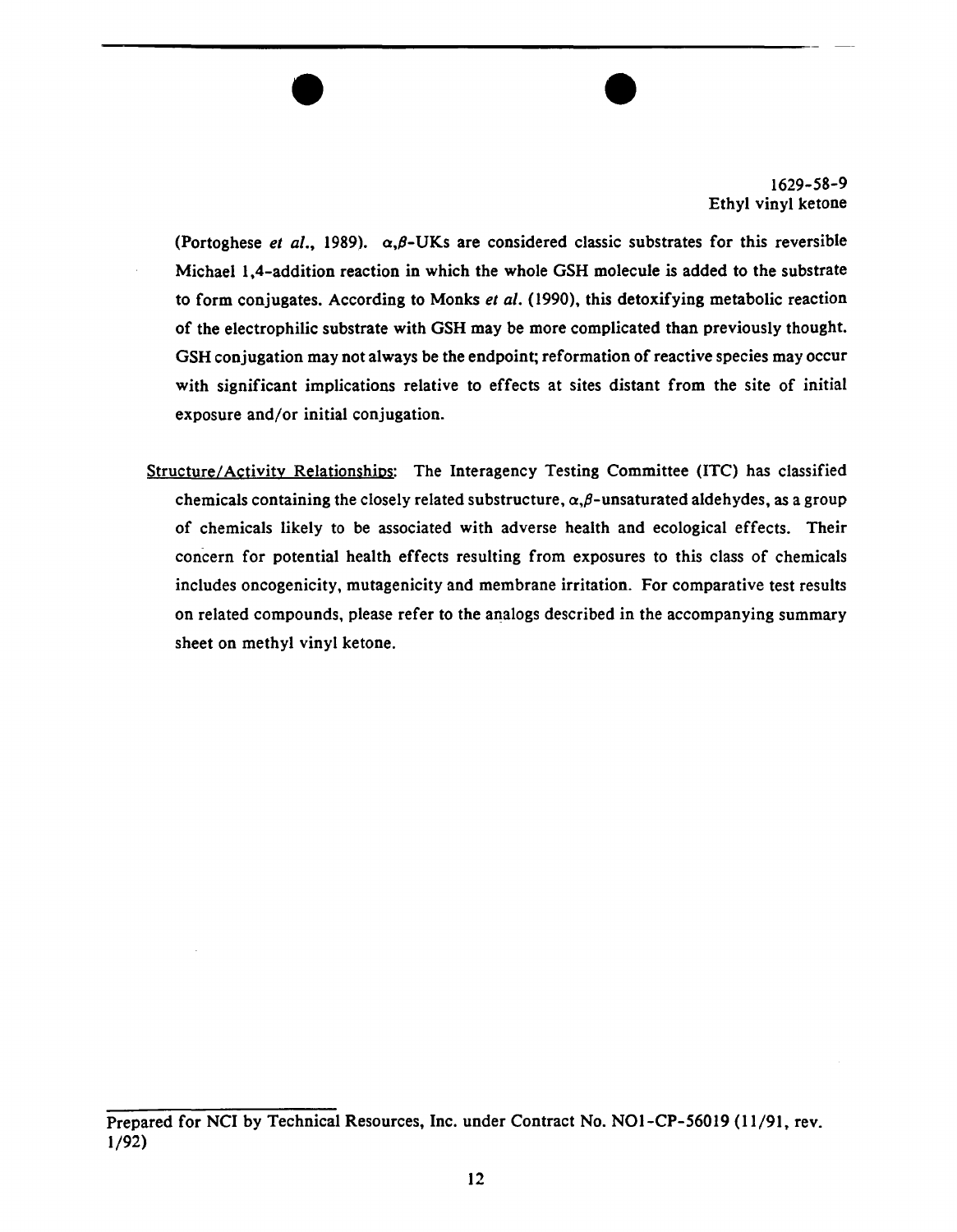(Portoghese *et al.*, 1989). $\alpha,\beta$-UKs are considered classic substrates for this reversible Michael 1,4-addition reaction in which the whole GSH molecule is added to the substrate to form conjugates. According to Monks *et al.* (1990), this detoxifying metabolic reaction of the electrophilic substrate with GSH may be more complicated than previously thought. GSH conjugation may not always be the endpoint; reformation of reactive species may occur with significant implications relative to effects at sites distant from the site of initial exposure and/or initial conjugation.

Structure/Activity Relationships: The Interagency Testing Committee (ITC) has classified chemicals containing the closely related substructure, $\alpha,\beta$-unsaturated aldehydes, as a group of chemicals likely to be associated with adverse health and ecological effects. Their concern for potential health effects resulting from exposures to this class of chemicals includes oncogenicity, mutagenicity and membrane irritation. For comparative test results on related compounds, please refer to the analogs described in the accompanying summary sheet on methyl vinyl ketone.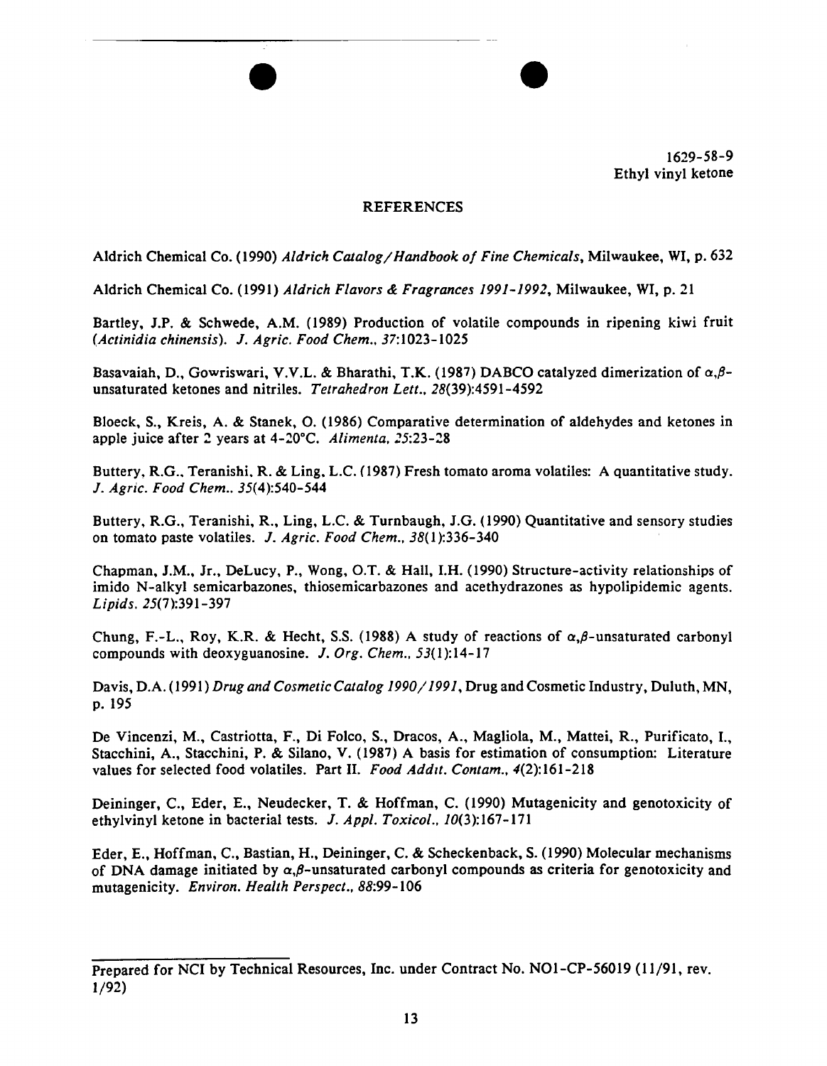1629-58-9
Ethyl vinyl ketone

## REFERENCES

Aldrich Chemical Co. (1990) *Aldrich Catalog/Handbook of Fine Chemicals*, Milwaukee, WI, p. 632

Aldrich Chemical Co. (1991) *Aldrich Flavors & Fragrances 1991-1992*, Milwaukee, WI, p. 21

Bartley, J.P. & Schwede, A.M. (1989) Production of volatile compounds in ripening kiwi fruit (*Actinidia chinensis*). *J. Agric. Food Chem.*, *37*:1023-1025

Basavaiah, D., Gowriswari, V.V.L. & Bharathi, T.K. (1987) DABCO catalyzed dimerization of $\alpha,\beta$-unsaturated ketones and nitriles. *Tetrahedron Lett.*, *28*(39):4591-4592

Bloeck, S., Kreis, A. & Stanek, O. (1986) Comparative determination of aldehydes and ketones in apple juice after 2 years at 4-20°C. *Alimenta*, *25*:23-28

Buttery, R.G., Teranishi, R. & Ling, L.C. (1987) Fresh tomato aroma volatiles: A quantitative study. *J. Agric. Food Chem.*, *35*(4):540-544

Buttery, R.G., Teranishi, R., Ling, L.C. & Turnbaugh, J.G. (1990) Quantitative and sensory studies on tomato paste volatiles. *J. Agric. Food Chem.*, *38*(1):336-340

Chapman, J.M., Jr., DeLucy, P., Wong, O.T. & Hall, I.H. (1990) Structure-activity relationships of imido N-alkyl semicarbazones, thiosemicarbazones and acethydrazones as hypolipidemic agents. *Lipids*, *25*(7):391-397

Chung, F.-L., Roy, K.R. & Hecht, S.S. (1988) A study of reactions of $\alpha,\beta$-unsaturated carbonyl compounds with deoxyguanosine. *J. Org. Chem.*, *53*(1):14-17

Davis, D.A. (1991) *Drug and Cosmetic Catalog 1990/1991*, Drug and Cosmetic Industry, Duluth, MN, p. 195

De Vincenzi, M., Castriotta, F., Di Folco, S., Dracos, A., Magliola, M., Mattei, R., Purificato, I., Stacchini, A., Stacchini, P. & Silano, V. (1987) A basis for estimation of consumption: Literature values for selected food volatiles. Part II. *Food Addit. Contam.*, *4*(2):161-218

Deininger, C., Eder, E., Neudecker, T. & Hoffman, C. (1990) Mutagenicity and genotoxicity of ethylvinyl ketone in bacterial tests. *J. Appl. Toxicol.*, *10*(3):167-171

Eder, E., Hoffman, C., Bastian, H., Deininger, C. & Scheckenback, S. (1990) Molecular mechanisms of DNA damage initiated by $\alpha,\beta$-unsaturated carbonyl compounds as criteria for genotoxicity and mutagenicity. *Environ. Health Perspect.*, *88*:99-106

Prepared for NCI by Technical Resources, Inc. under Contract No. NO1-CP-56019 (11/91, rev. 1/92)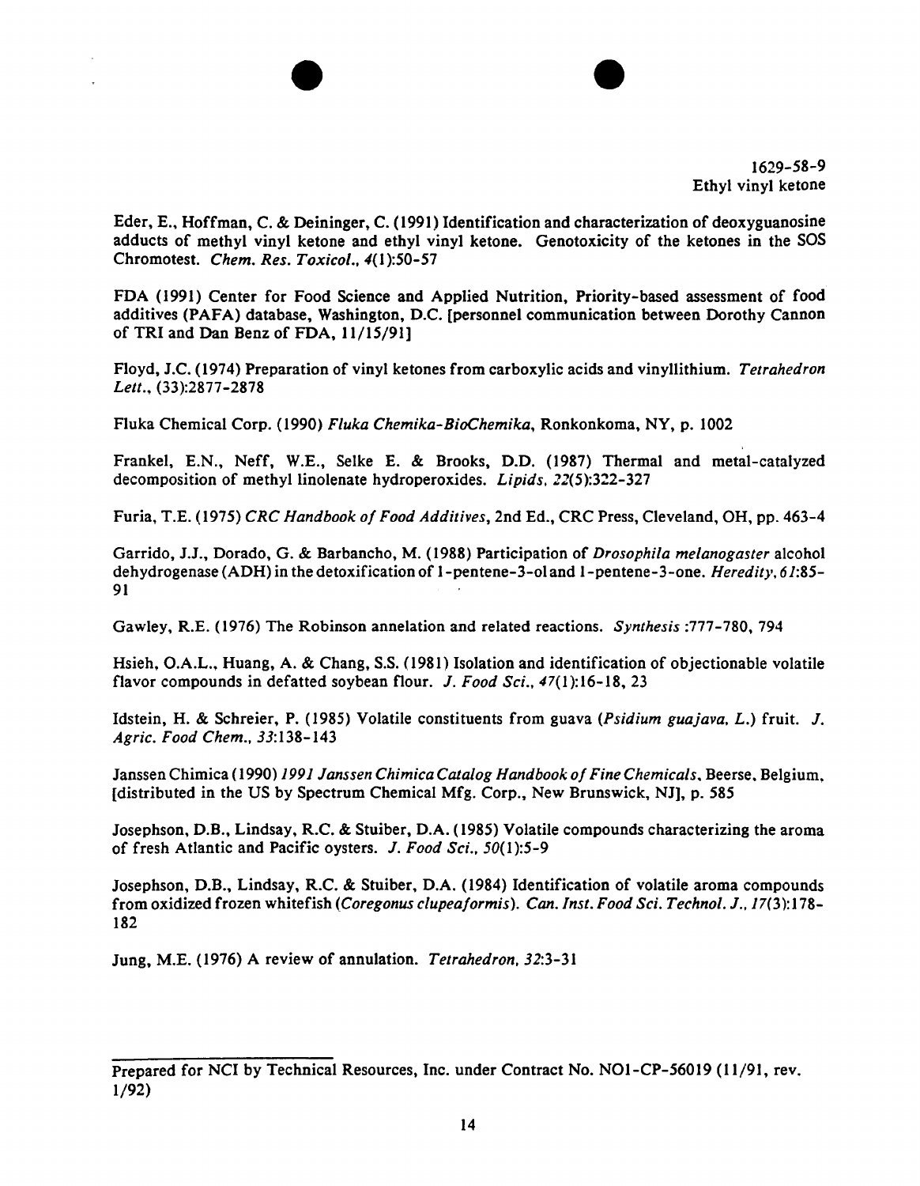Eder, E., Hoffman, C. & Deininger, C. (1991) Identification and characterization of deoxyguanosine adducts of methyl vinyl ketone and ethyl vinyl ketone. Genotoxicity of the ketones in the SOS Chromotest. *Chem. Res. Toxicol.*, *4*(1):50-57

FDA (1991) Center for Food Science and Applied Nutrition, Priority-based assessment of food additives (PAFA) database, Washington, D.C. [personnel communication between Dorothy Cannon of TRI and Dan Benz of FDA, 11/15/91]

Floyd, J.C. (1974) Preparation of vinyl ketones from carboxylic acids and vinyllithium. *Tetrahedron Lett.*, (33):2877-2878

Fluka Chemical Corp. (1990) *Fluka Chemika-BioChemika*, Ronkonkoma, NY, p. 1002

Frankel, E.N., Neff, W.E., Selke E. & Brooks, D.D. (1987) Thermal and metal-catalyzed decomposition of methyl linolenate hydroperoxides. *Lipids*, *22*(5):322-327

Furia, T.E. (1975) *CRC Handbook of Food Additives*, 2nd Ed., CRC Press, Cleveland, OH, pp. 463-4

Garrido, J.J., Dorado, G. & Barbancho, M. (1988) Participation of *Drosophila melanogaster* alcohol dehydrogenase (ADH) in the detoxification of 1-pentene-3-ol and 1-pentene-3-one. *Heredity*, *61*:85-91

Gawley, R.E. (1976) The Robinson annelation and related reactions. *Synthesis* :777-780, 794

Hsieh, O.A.L., Huang, A. & Chang, S.S. (1981) Isolation and identification of objectionable volatile flavor compounds in defatted soybean flour. *J. Food Sci.*, *47*(1):16-18, 23

Idstein, H. & Schreier, P. (1985) Volatile constituents from guava (*Psidium guajava, L.*) fruit. *J. Agric. Food Chem.*, *33*:138-143

Janssen Chimica (1990) *1991 Janssen Chimica Catalog Handbook of Fine Chemicals*, Beerse, Belgium, [distributed in the US by Spectrum Chemical Mfg. Corp., New Brunswick, NJ], p. 585

Josephson, D.B., Lindsay, R.C. & Stuiber, D.A. (1985) Volatile compounds characterizing the aroma of fresh Atlantic and Pacific oysters. *J. Food Sci.*, *50*(1):5-9

Josephson, D.B., Lindsay, R.C. & Stuiber, D.A. (1984) Identification of volatile aroma compounds from oxidized frozen whitefish (*Coregonus clupeaformis*). *Can. Inst. Food Sci. Technol. J.*, *17*(3):178-182

Jung, M.E. (1976) A review of annulation. *Tetrahedron*, *32*:3-31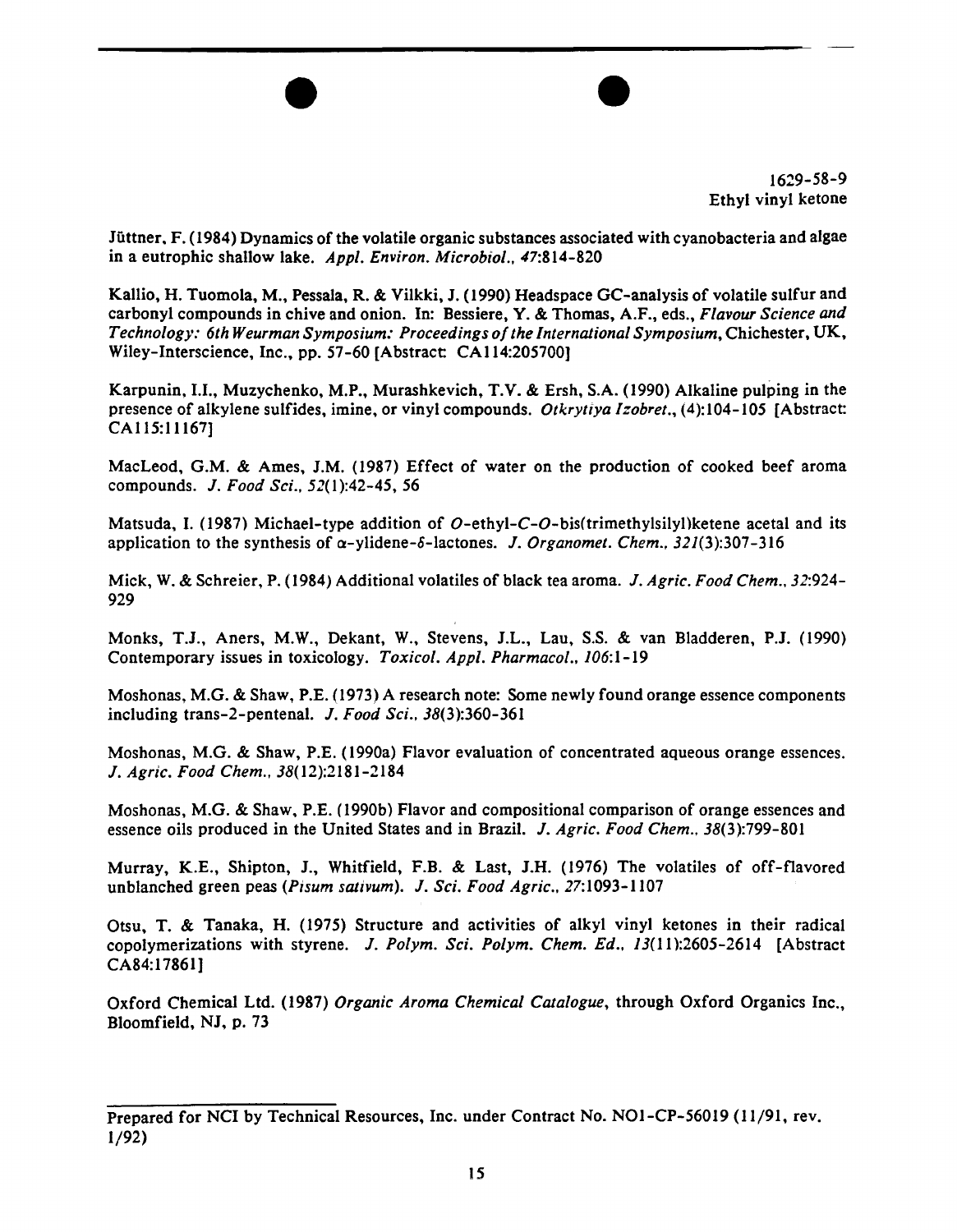1629-58-9
Ethyl vinyl ketone

Jüttner, F. (1984) Dynamics of the volatile organic substances associated with cyanobacteria and algae in a eutrophic shallow lake. *Appl. Environ. Microbiol.*, *47*:814-820

Kallio, H. Tuomola, M., Pessala, R. & Vilkki, J. (1990) Headspace GC-analysis of volatile sulfur and carbonyl compounds in chive and onion. In: Bessiere, Y. & Thomas, A.F., eds., *Flavour Science and Technology: 6th Weurman Symposium: Proceedings of the International Symposium*, Chichester, UK, Wiley-Interscience, Inc., pp. 57-60 [Abstract: CA114:205700]

Karpunin, I.I., Muzychenko, M.P., Murashkevich, T.V. & Ersh, S.A. (1990) Alkaline pulping in the presence of alkylene sulfides, imine, or vinyl compounds. *Otkrytiya Izobret.*, (4):104-105 [Abstract: CA115:11167]

MacLeod, G.M. & Ames, J.M. (1987) Effect of water on the production of cooked beef aroma compounds. *J. Food Sci.*, *52*(1):42-45, 56

Matsuda, I. (1987) Michael-type addition of *O*-ethyl-*C*-*O*-bis(trimethylsilyl)ketene acetal and its application to the synthesis of α-ylidene-δ-lactones. *J. Organomet. Chem.*, *321*(3):307-316

Mick, W. & Schreier, P. (1984) Additional volatiles of black tea aroma. *J. Agric. Food Chem.*, *32*:924-929

Monks, T.J., Aners, M.W., Dekant, W., Stevens, J.L., Lau, S.S. & van Bladderen, P.J. (1990) Contemporary issues in toxicology. *Toxicol. Appl. Pharmacol.*, *106*:1-19

Moshonas, M.G. & Shaw, P.E. (1973) A research note: Some newly found orange essence components including trans-2-pentenal. *J. Food Sci.*, *38*(3):360-361

Moshonas, M.G. & Shaw, P.E. (1990a) Flavor evaluation of concentrated aqueous orange essences. *J. Agric. Food Chem.*, *38*(12):2181-2184

Moshonas, M.G. & Shaw, P.E. (1990b) Flavor and compositional comparison of orange essences and essence oils produced in the United States and in Brazil. *J. Agric. Food Chem.*, *38*(3):799-801

Murray, K.E., Shipton, J., Whitfield, F.B. & Last, J.H. (1976) The volatiles of off-flavored unblanched green peas (*Pisum sativum*). *J. Sci. Food Agric.*, *27*:1093-1107

Otsu, T. & Tanaka, H. (1975) Structure and activities of alkyl vinyl ketones in their radical copolymerizations with styrene. *J. Polym. Sci. Polym. Chem. Ed.*, *13*(11):2605-2614 [Abstract CA84:17861]

Oxford Chemical Ltd. (1987) *Organic Aroma Chemical Catalogue*, through Oxford Organics Inc., Bloomfield, NJ, p. 73

Prepared for NCI by Technical Resources, Inc. under Contract No. NO1-CP-56019 (11/91, rev. 1/92)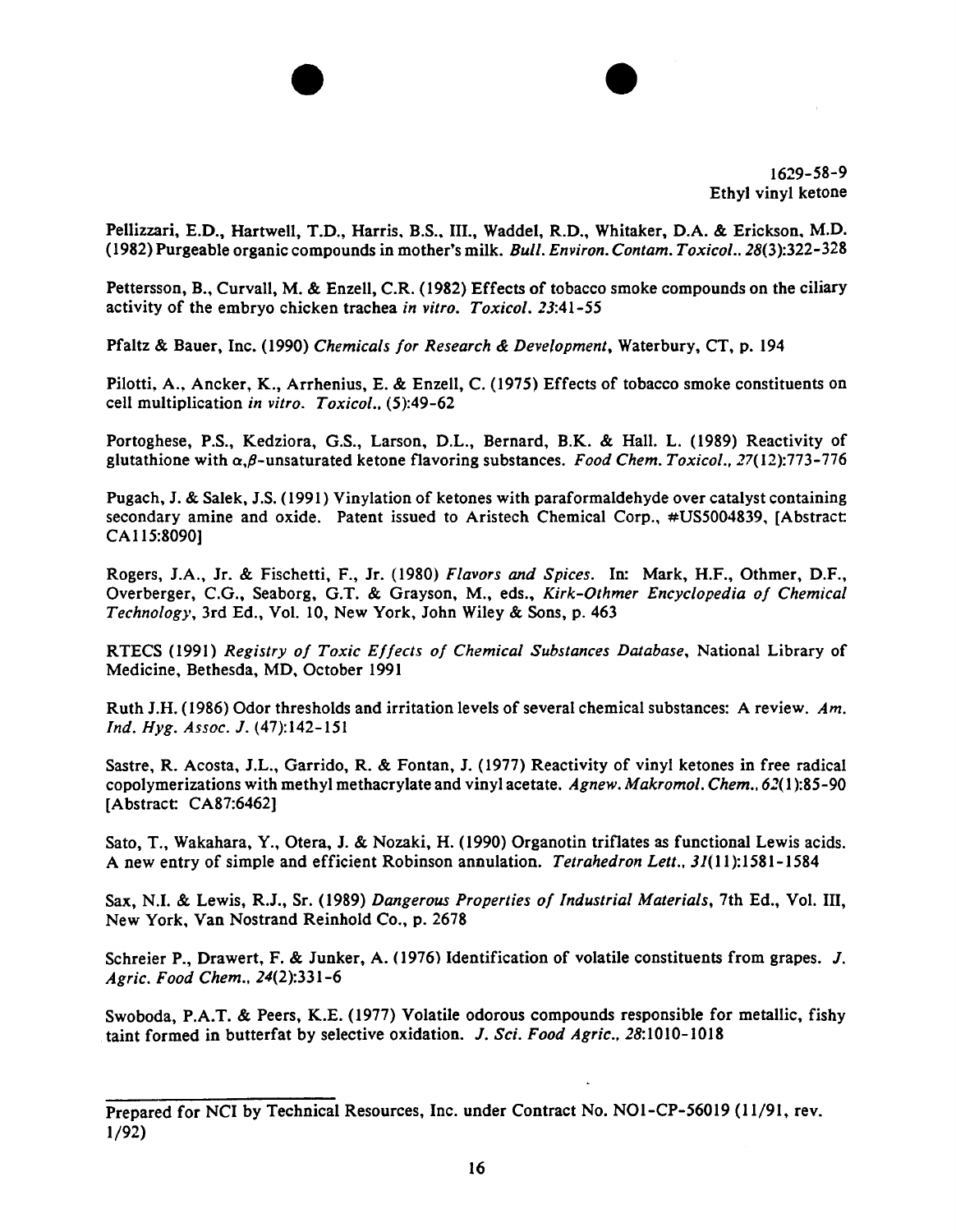Pellizzari, E.D., Hartwell, T.D., Harris, B.S., III., Waddel, R.D., Whitaker, D.A. & Erickson, M.D. (1982) Purgeable organic compounds in mother's milk. *Bull. Environ. Contam. Toxicol.*. *28*(3):322-328

Pettersson, B., Curvall, M. & Enzell, C.R. (1982) Effects of tobacco smoke compounds on the ciliary activity of the embryo chicken trachea *in vitro*. *Toxicol.* *23*:41-55

Pfaltz & Bauer, Inc. (1990) *Chemicals for Research & Development*, Waterbury, CT, p. 194

Pilotti, A., Ancker, K., Arrhenius, E. & Enzell, C. (1975) Effects of tobacco smoke constituents on cell multiplication *in vitro*. *Toxicol.*, (5):49-62

Portoghese, P.S., Kedziora, G.S., Larson, D.L., Bernard, B.K. & Hall. L. (1989) Reactivity of glutathione with $\alpha,\beta$-unsaturated ketone flavoring substances. *Food Chem. Toxicol.*, *27*(12):773-776

Pugach, J. & Salek, J.S. (1991) Vinylation of ketones with paraformaldehyde over catalyst containing secondary amine and oxide. Patent issued to Aristech Chemical Corp., #US5004839, [Abstract: CA115:8090]

Rogers, J.A., Jr. & Fischetti, F., Jr. (1980) *Flavors and Spices*. In: Mark, H.F., Othmer, D.F., Overberger, C.G., Seaborg, G.T. & Grayson, M., eds., *Kirk-Othmer Encyclopedia of Chemical Technology*, 3rd Ed., Vol. 10, New York, John Wiley & Sons, p. 463

RTECS (1991) *Registry of Toxic Effects of Chemical Substances Database*, National Library of Medicine, Bethesda, MD, October 1991

Ruth J.H. (1986) Odor thresholds and irritation levels of several chemical substances: A review. *Am. Ind. Hyg. Assoc. J.* (47):142-151

Sastre, R. Acosta, J.L., Garrido, R. & Fontan, J. (1977) Reactivity of vinyl ketones in free radical copolymerizations with methyl methacrylate and vinyl acetate. *Agnew. Makromol. Chem.*, *62*(1):85-90 [Abstract: CA87:6462]

Sato, T., Wakahara, Y., Otera, J. & Nozaki, H. (1990) Organotin triflates as functional Lewis acids. A new entry of simple and efficient Robinson annulation. *Tetrahedron Lett.*, *31*(11):1581-1584

Sax, N.I. & Lewis, R.J., Sr. (1989) *Dangerous Properties of Industrial Materials*, 7th Ed., Vol. III, New York, Van Nostrand Reinhold Co., p. 2678

Schreier P., Drawert, F. & Junker, A. (1976) Identification of volatile constituents from grapes. *J. Agric. Food Chem.*, *24*(2):331-6

Swoboda, P.A.T. & Peers, K.E. (1977) Volatile odorous compounds responsible for metallic, fishy taint formed in butterfat by selective oxidation. *J. Sci. Food Agric.*, *28*:1010-1018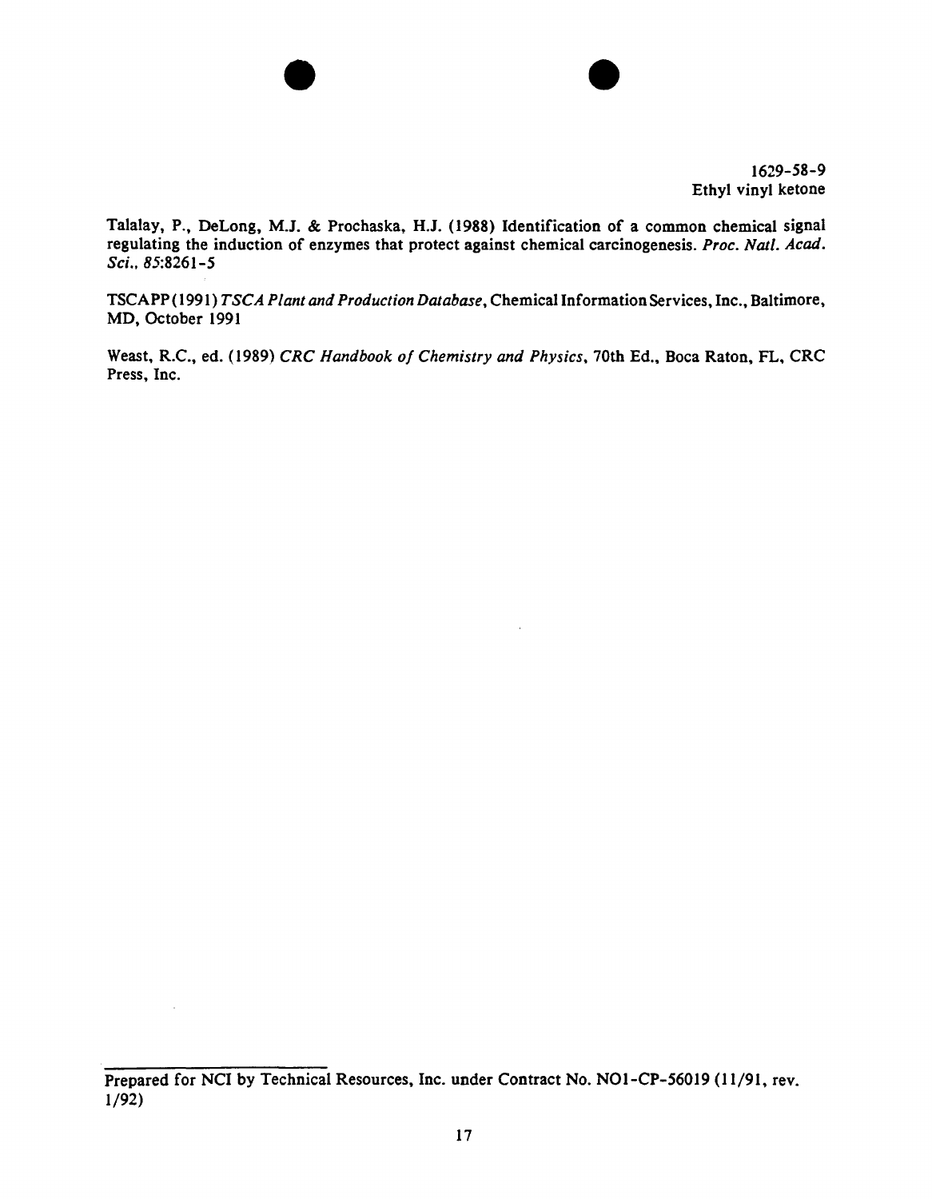1629-58-9
Ethyl vinyl ketone

Talalay, P., DeLong, M.J. & Prochaska, H.J. (1988) Identification of a common chemical signal regulating the induction of enzymes that protect against chemical carcinogenesis. *Proc. Natl. Acad. Sci., 85*:8261-5

TSCAPP (1991) *TSCA Plant and Production Database*, Chemical Information Services, Inc., Baltimore, MD, October 1991

Weast, R.C., ed. (1989) *CRC Handbook of Chemistry and Physics*, 70th Ed., Boca Raton, FL, CRC Press, Inc.

Prepared for NCI by Technical Resources, Inc. under Contract No. NO1-CP-56019 (11/91, rev. 1/92)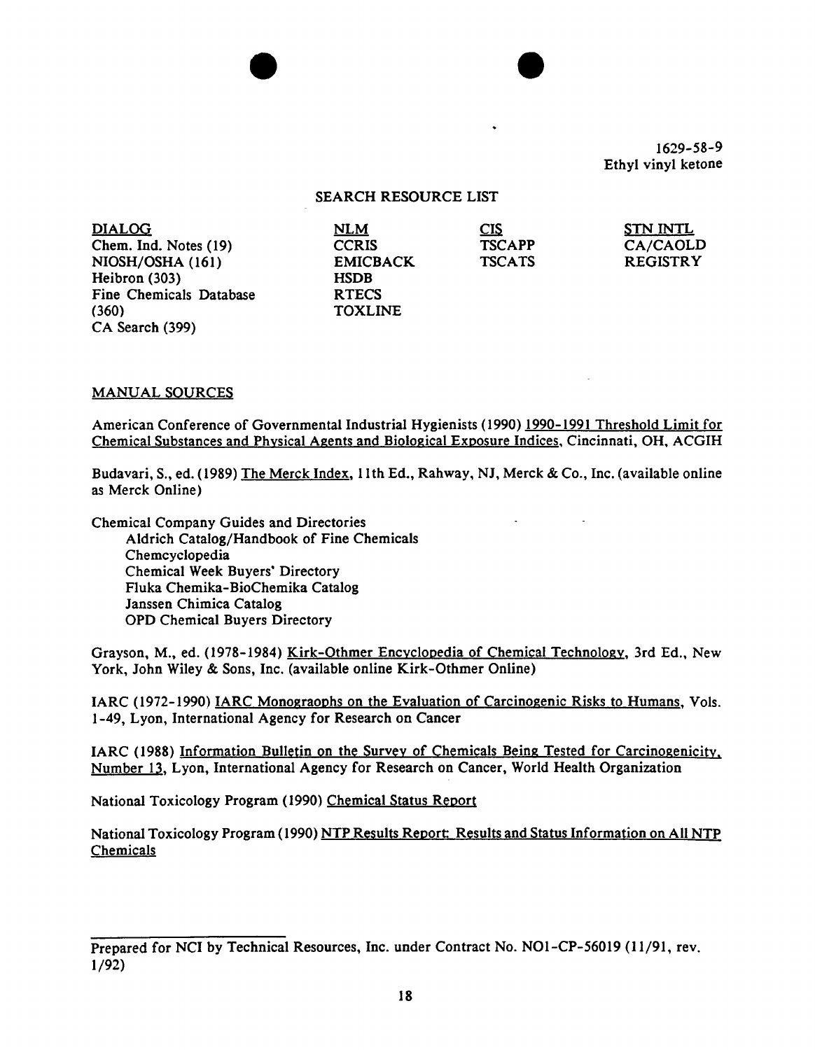1629-58-9
Ethyl vinyl ketone

## SEARCH RESOURCE LIST

| DIALOG | NLM | CIS | STN INTL |
|---|---|---|---|
| Chem. Ind. Notes (19) | CCRIS | TSCAPP | CA/CAOLD |
| NIOSH/OSHA (161) | EMICBACK | TSCATS | REGISTRY |
| Heibron (303) | HSDB | | |
| Fine Chemicals Database (360) | RTECS | | |
| CA Search (399) | TOXLINE | | |

## MANUAL SOURCES

American Conference of Governmental Industrial Hygienists (1990) 1990-1991 Threshold Limit for Chemical Substances and Physical Agents and Biological Exposure Indices, Cincinnati, OH, ACGIH

Budavari, S., ed. (1989) The Merck Index, 11th Ed., Rahway, NJ, Merck & Co., Inc. (available online as Merck Online)

Chemical Company Guides and Directories
- Aldrich Catalog/Handbook of Fine Chemicals
- Chemcyclopedia
- Chemical Week Buyers' Directory
- Fluka Chemika-BioChemika Catalog
- Janssen Chimica Catalog
- OPD Chemical Buyers Directory

Grayson, M., ed. (1978-1984) Kirk-Othmer Encyclopedia of Chemical Technology, 3rd Ed., New York, John Wiley & Sons, Inc. (available online Kirk-Othmer Online)

IARC (1972-1990) IARC Monographs on the Evaluation of Carcinogenic Risks to Humans, Vols. 1-49, Lyon, International Agency for Research on Cancer

IARC (1988) Information Bulletin on the Survey of Chemicals Being Tested for Carcinogenicity, Number 13, Lyon, International Agency for Research on Cancer, World Health Organization

National Toxicology Program (1990) Chemical Status Report

National Toxicology Program (1990) NTP Results Report: Results and Status Information on All NTP Chemicals

---

Prepared for NCI by Technical Resources, Inc. under Contract No. NO1-CP-56019 (11/91, rev. 1/92)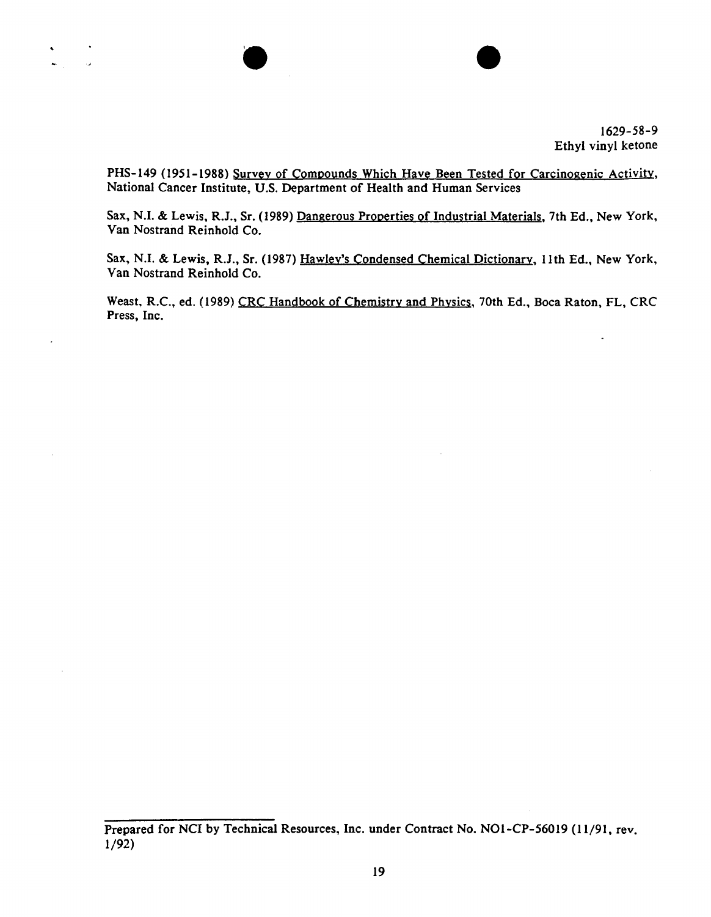1629-58-9
Ethyl vinyl ketone

PHS-149 (1951-1988) Survey of Compounds Which Have Been Tested for Carcinogenic Activity, National Cancer Institute, U.S. Department of Health and Human Services

Sax, N.I. & Lewis, R.J., Sr. (1989) Dangerous Properties of Industrial Materials, 7th Ed., New York, Van Nostrand Reinhold Co.

Sax, N.I. & Lewis, R.J., Sr. (1987) Hawley's Condensed Chemical Dictionary, 11th Ed., New York, Van Nostrand Reinhold Co.

Weast, R.C., ed. (1989) CRC Handbook of Chemistry and Physics, 70th Ed., Boca Raton, FL, CRC Press, Inc.

Prepared for NCI by Technical Resources, Inc. under Contract No. NO1-CP-56019 (11/91, rev. 1/92)